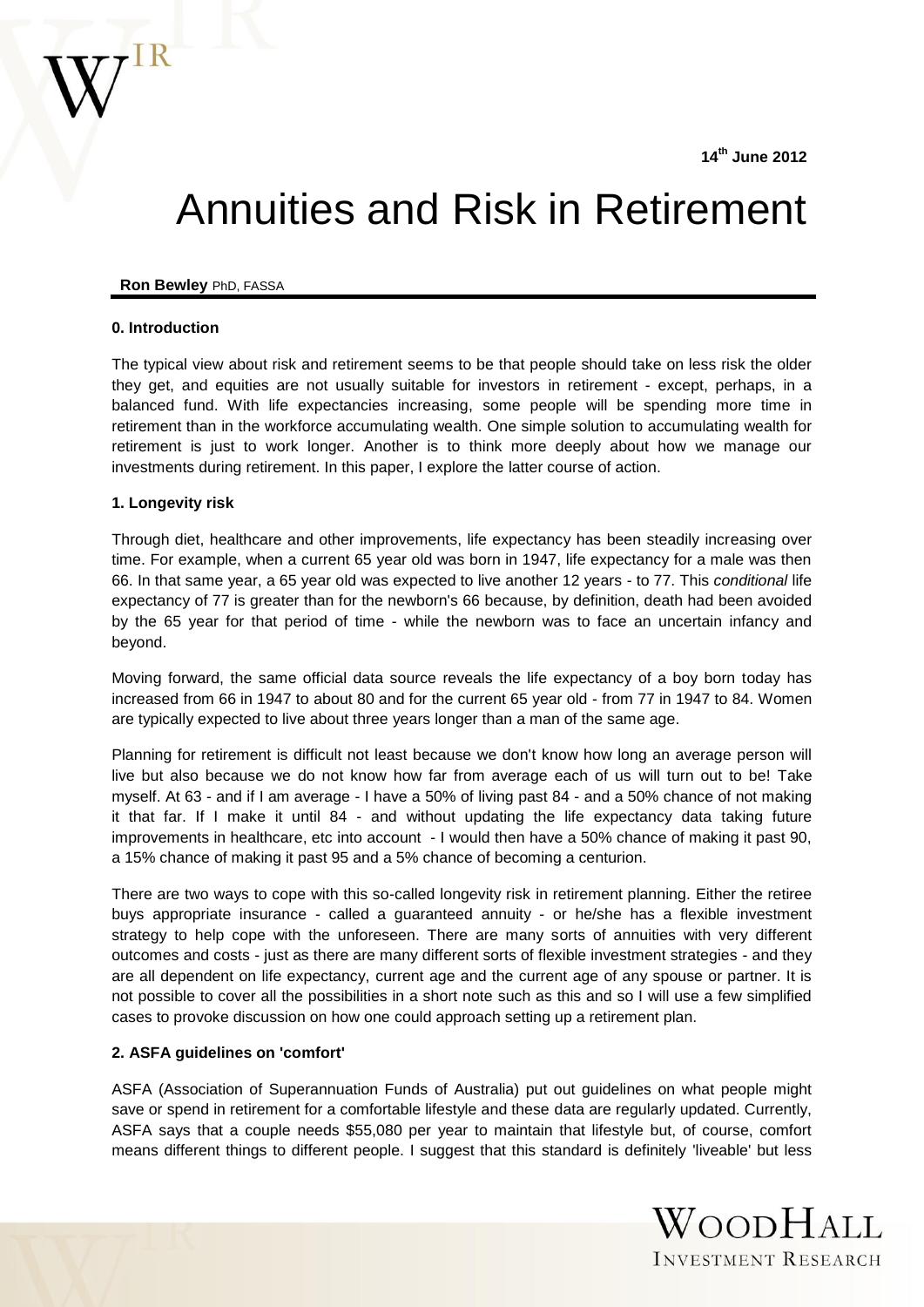14th June 2012

# Annuities and Risk in Retirement

**Ron Bewley** PhD, FASSA

### 0. Introduction

The typical view about risk and retirement seems to be that people should take on less risk the older they get, and equities are not usually suitable for investors in retirement - except, perhaps, in a balanced fund. With life expectancies increasing, some people will be spending more time in retirement than in the workforce accumulating wealth. One simple solution to accumulating wealth for retirement is just to work longer. Another is to think more deeply about how we manage our investments during retirement. In this paper, I explore the latter course of action.

### 1. Longevity risk

Through diet, healthcare and other improvements, life expectancy has been steadily increasing over time. For example, when a current 65 year old was born in 1947, life expectancy for a male was then 66. In that same year, a 65 year old was expected to live another 12 years - to 77. This *conditional* life expectancy of 77 is greater than for the newborn's 66 because, by definition, death had been avoided by the 65 year for that period of time - while the newborn was to face an uncertain infancy and beyond.

Moving forward, the same official data source reveals the life expectancy of a boy born today has increased from 66 in 1947 to about 80 and for the current 65 year old - from 77 in 1947 to 84. Women are typically expected to live about three years longer than a man of the same age.

Planning for retirement is difficult not least because we don't know how long an average person will live but also because we do not know how far from average each of us will turn out to be! Take myself. At 63 - and if I am average - I have a 50% of living past 84 - and a 50% chance of not making it that far. If I make it until 84 - and without updating the life expectancy data taking future improvements in healthcare, etc into account - I would then have a 50% chance of making it past 90, a 15% chance of making it past 95 and a 5% chance of becoming a centurion.

There are two ways to cope with this so-called longevity risk in retirement planning. Either the retiree buys appropriate insurance - called a guaranteed annuity - or he/she has a flexible investment strategy to help cope with the unforeseen. There are many sorts of annuities with very different outcomes and costs - just as there are many different sorts of flexible investment strategies - and they are all dependent on life expectancy, current age and the current age of any spouse or partner. It is not possible to cover all the possibilities in a short note such as this and so I will use a few simplified cases to provoke discussion on how one could approach setting up a retirement plan.

### 2. ASFA guidelines on 'comfort'

ASFA (Association of Superannuation Funds of Australia) put out guidelines on what people might save or spend in retirement for a comfortable lifestyle and these data are regularly updated. Currently, ASFA says that a couple needs \$55,080 per year to maintain that lifestyle but, of course, comfort means different things to different people. I suggest that this standard is definitely 'liveable' but less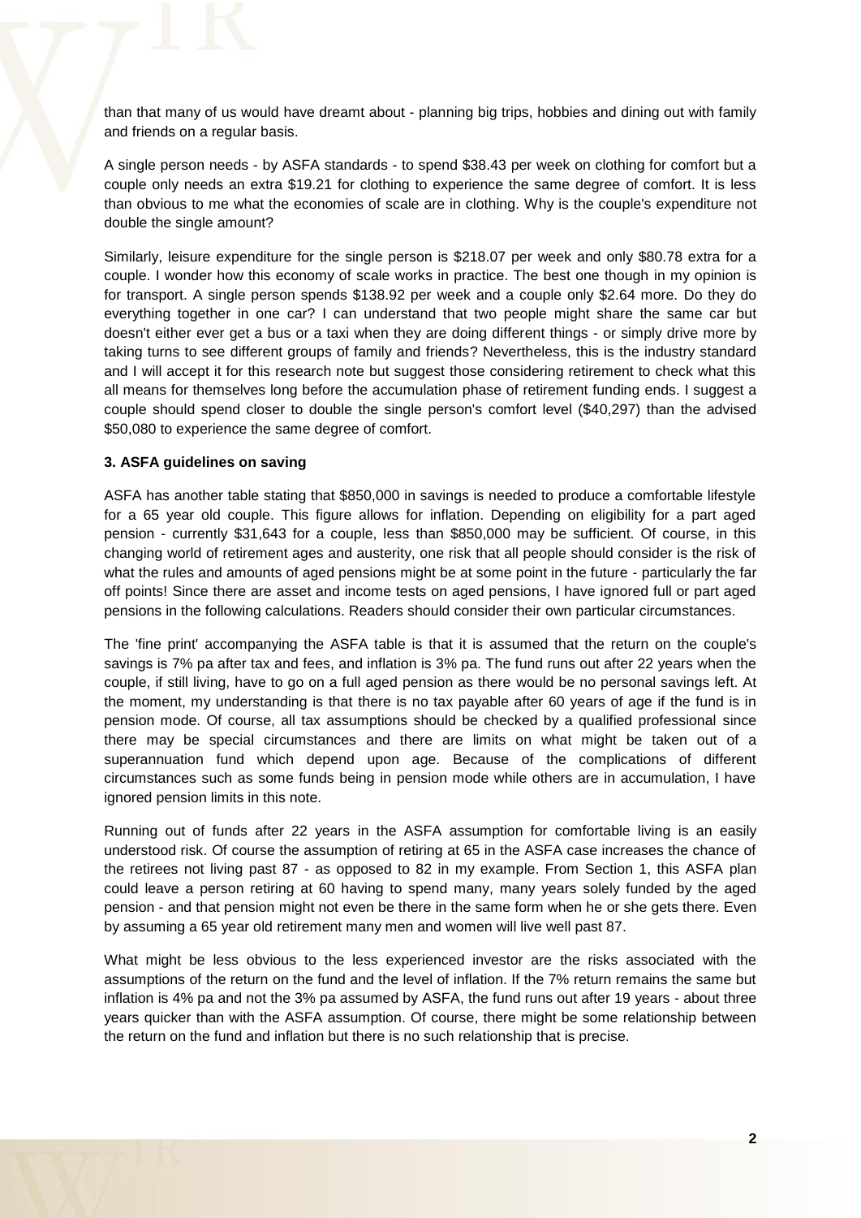than that many of us would have dreamt about - planning big trips, hobbies and dining out with family and friends on a regular basis.

A single person needs - by ASFA standards - to spend $38.43 per week on clothing for comfort but a couple only needs an extra $19.21 for clothing to experience the same degree of comfort. It is less than obvious to me what the economies of scale are in clothing. Why is the couple's expenditure not double the single amount?

Similarly, leisure expenditure for the single person is $218.07 per week and only $80.78 extra for a couple. I wonder how this economy of scale works in practice. The best one though in my opinion is for transport. A single person spends $138.92 per week and a couple only $2.64 more. Do they do everything together in one car? I can understand that two people might share the same car but doesn't either ever get a bus or a taxi when they are doing different things - or simply drive more by taking turns to see different groups of family and friends? Nevertheless, this is the industry standard and I will accept it for this research note but suggest those considering retirement to check what this all means for themselves long before the accumulation phase of retirement funding ends. I suggest a couple should spend closer to double the single person's comfort level ($40,297) than the advised $50,080 to experience the same degree of comfort.

**3. ASFA guidelines on saving**

ASFA has another table stating that $850,000 in savings is needed to produce a comfortable lifestyle for a 65 year old couple. This figure allows for inflation. Depending on eligibility for a part aged pension - currently $31,643 for a couple, less than $850,000 may be sufficient. Of course, in this changing world of retirement ages and austerity, one risk that all people should consider is the risk of what the rules and amounts of aged pensions might be at some point in the future - particularly the far off points! Since there are asset and income tests on aged pensions, I have ignored full or part aged pensions in the following calculations. Readers should consider their own particular circumstances.

The 'fine print' accompanying the ASFA table is that it is assumed that the return on the couple's savings is 7% pa after tax and fees, and inflation is 3% pa. The fund runs out after 22 years when the couple, if still living, have to go on a full aged pension as there would be no personal savings left. At the moment, my understanding is that there is no tax payable after 60 years of age if the fund is in pension mode. Of course, all tax assumptions should be checked by a qualified professional since there may be special circumstances and there are limits on what might be taken out of a superannuation fund which depend upon age. Because of the complications of different circumstances such as some funds being in pension mode while others are in accumulation, I have ignored pension limits in this note.

Running out of funds after 22 years in the ASFA assumption for comfortable living is an easily understood risk. Of course the assumption of retiring at 65 in the ASFA case increases the chance of the retirees not living past 87 - as opposed to 82 in my example. From Section 1, this ASFA plan could leave a person retiring at 60 having to spend many, many years solely funded by the aged pension - and that pension might not even be there in the same form when he or she gets there. Even by assuming a 65 year old retirement many men and women will live well past 87.

What might be less obvious to the less experienced investor are the risks associated with the assumptions of the return on the fund and the level of inflation. If the 7% return remains the same but inflation is 4% pa and not the 3% pa assumed by ASFA, the fund runs out after 19 years - about three years quicker than with the ASFA assumption. Of course, there might be some relationship between the return on the fund and inflation but there is no such relationship that is precise.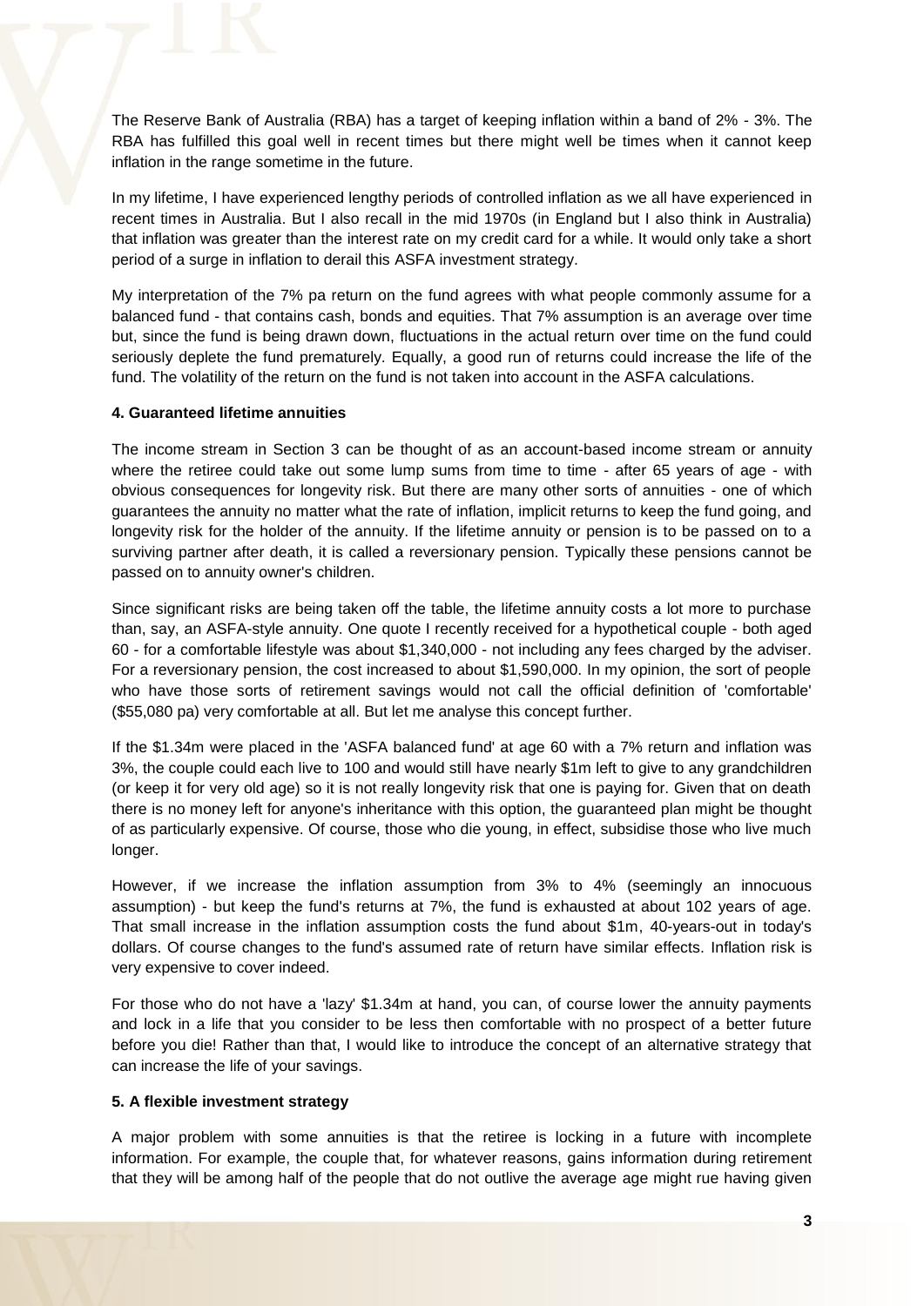The Reserve Bank of Australia (RBA) has a target of keeping inflation within a band of 2% - 3%. The RBA has fulfilled this goal well in recent times but there might well be times when it cannot keep inflation in the range sometime in the future.

In my lifetime, I have experienced lengthy periods of controlled inflation as we all have experienced in recent times in Australia. But I also recall in the mid 1970s (in England but I also think in Australia) that inflation was greater than the interest rate on my credit card for a while. It would only take a short period of a surge in inflation to derail this ASFA investment strategy.

My interpretation of the 7% pa return on the fund agrees with what people commonly assume for a balanced fund - that contains cash, bonds and equities. That 7% assumption is an average over time but, since the fund is being drawn down, fluctuations in the actual return over time on the fund could seriously deplete the fund prematurely. Equally, a good run of returns could increase the life of the fund. The volatility of the return on the fund is not taken into account in the ASFA calculations.

**4. Guaranteed lifetime annuities**

The income stream in Section 3 can be thought of as an account-based income stream or annuity where the retiree could take out some lump sums from time to time - after 65 years of age - with obvious consequences for longevity risk. But there are many other sorts of annuities - one of which guarantees the annuity no matter what the rate of inflation, implicit returns to keep the fund going, and longevity risk for the holder of the annuity. If the lifetime annuity or pension is to be passed on to a surviving partner after death, it is called a reversionary pension. Typically these pensions cannot be passed on to annuity owner's children.

Since significant risks are being taken off the table, the lifetime annuity costs a lot more to purchase than, say, an ASFA-style annuity. One quote I recently received for a hypothetical couple - both aged 60 - for a comfortable lifestyle was about $1,340,000 - not including any fees charged by the adviser. For a reversionary pension, the cost increased to about $1,590,000. In my opinion, the sort of people who have those sorts of retirement savings would not call the official definition of 'comfortable' ($55,080 pa) very comfortable at all. But let me analyse this concept further.

If the $1.34m were placed in the 'ASFA balanced fund' at age 60 with a 7% return and inflation was 3%, the couple could each live to 100 and would still have nearly $1m left to give to any grandchildren (or keep it for very old age) so it is not really longevity risk that one is paying for. Given that on death there is no money left for anyone's inheritance with this option, the guaranteed plan might be thought of as particularly expensive. Of course, those who die young, in effect, subsidise those who live much longer.

However, if we increase the inflation assumption from 3% to 4% (seemingly an innocuous assumption) - but keep the fund's returns at 7%, the fund is exhausted at about 102 years of age. That small increase in the inflation assumption costs the fund about $1m, 40-years-out in today's dollars. Of course changes to the fund's assumed rate of return have similar effects. Inflation risk is very expensive to cover indeed.

For those who do not have a 'lazy' $1.34m at hand, you can, of course lower the annuity payments and lock in a life that you consider to be less then comfortable with no prospect of a better future before you die! Rather than that, I would like to introduce the concept of an alternative strategy that can increase the life of your savings.

**5. A flexible investment strategy**

A major problem with some annuities is that the retiree is locking in a future with incomplete information. For example, the couple that, for whatever reasons, gains information during retirement that they will be among half of the people that do not outlive the average age might rue having given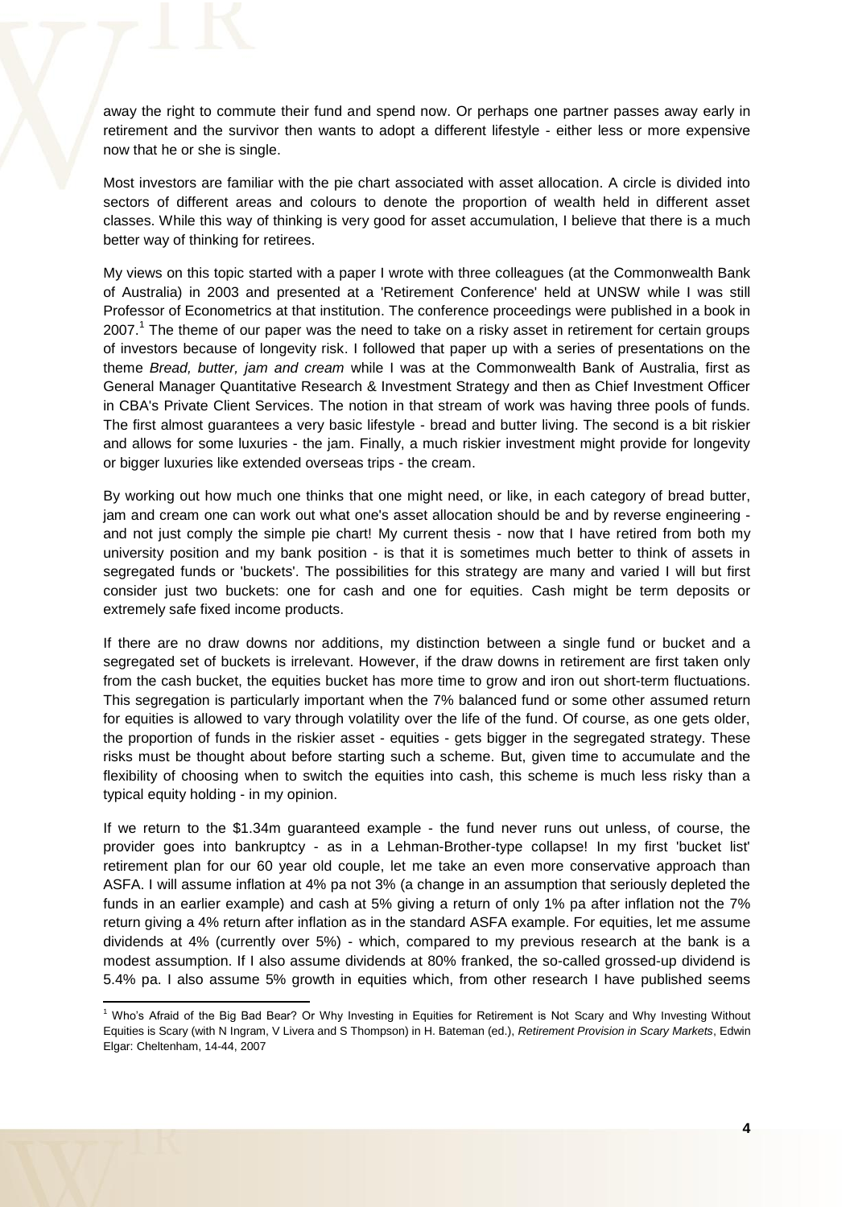away the right to commute their fund and spend now. Or perhaps one partner passes away early in retirement and the survivor then wants to adopt a different lifestyle - either less or more expensive now that he or she is single.

Most investors are familiar with the pie chart associated with asset allocation. A circle is divided into sectors of different areas and colours to denote the proportion of wealth held in different asset classes. While this way of thinking is very good for asset accumulation, I believe that there is a much better way of thinking for retirees.

My views on this topic started with a paper I wrote with three colleagues (at the Commonwealth Bank of Australia) in 2003 and presented at a 'Retirement Conference' held at UNSW while I was still Professor of Econometrics at that institution. The conference proceedings were published in a book in 2007.[1] The theme of our paper was the need to take on a risky asset in retirement for certain groups of investors because of longevity risk. I followed that paper up with a series of presentations on the theme *Bread, butter, jam and cream* while I was at the Commonwealth Bank of Australia, first as General Manager Quantitative Research & Investment Strategy and then as Chief Investment Officer in CBA's Private Client Services. The notion in that stream of work was having three pools of funds. The first almost guarantees a very basic lifestyle - bread and butter living. The second is a bit riskier and allows for some luxuries - the jam. Finally, a much riskier investment might provide for longevity or bigger luxuries like extended overseas trips - the cream.

By working out how much one thinks that one might need, or like, in each category of bread butter, jam and cream one can work out what one's asset allocation should be and by reverse engineering - and not just comply the simple pie chart! My current thesis - now that I have retired from both my university position and my bank position - is that it is sometimes much better to think of assets in segregated funds or 'buckets'. The possibilities for this strategy are many and varied I will but first consider just two buckets: one for cash and one for equities. Cash might be term deposits or extremely safe fixed income products.

If there are no draw downs nor additions, my distinction between a single fund or bucket and a segregated set of buckets is irrelevant. However, if the draw downs in retirement are first taken only from the cash bucket, the equities bucket has more time to grow and iron out short-term fluctuations. This segregation is particularly important when the 7% balanced fund or some other assumed return for equities is allowed to vary through volatility over the life of the fund. Of course, as one gets older, the proportion of funds in the riskier asset - equities - gets bigger in the segregated strategy. These risks must be thought about before starting such a scheme. But, given time to accumulate and the flexibility of choosing when to switch the equities into cash, this scheme is much less risky than a typical equity holding - in my opinion.

If we return to the \$1.34m guaranteed example - the fund never runs out unless, of course, the provider goes into bankruptcy - as in a Lehman-Brother-type collapse! In my first 'bucket list' retirement plan for our 60 year old couple, let me take an even more conservative approach than ASFA. I will assume inflation at 4% pa not 3% (a change in an assumption that seriously depleted the funds in an earlier example) and cash at 5% giving a return of only 1% pa after inflation not the 7% return giving a 4% return after inflation as in the standard ASFA example. For equities, let me assume dividends at 4% (currently over 5%) - which, compared to my previous research at the bank is a modest assumption. If I also assume dividends at 80% franked, the so-called grossed-up dividend is 5.4% pa. I also assume 5% growth in equities which, from other research I have published seems

[1] Who's Afraid of the Big Bad Bear? Or Why Investing in Equities for Retirement is Not Scary and Why Investing Without Equities is Scary (with N Ingram, V Livera and S Thompson) in H. Bateman (ed.), *Retirement Provision in Scary Markets*, Edwin Elgar: Cheltenham, 14-44, 2007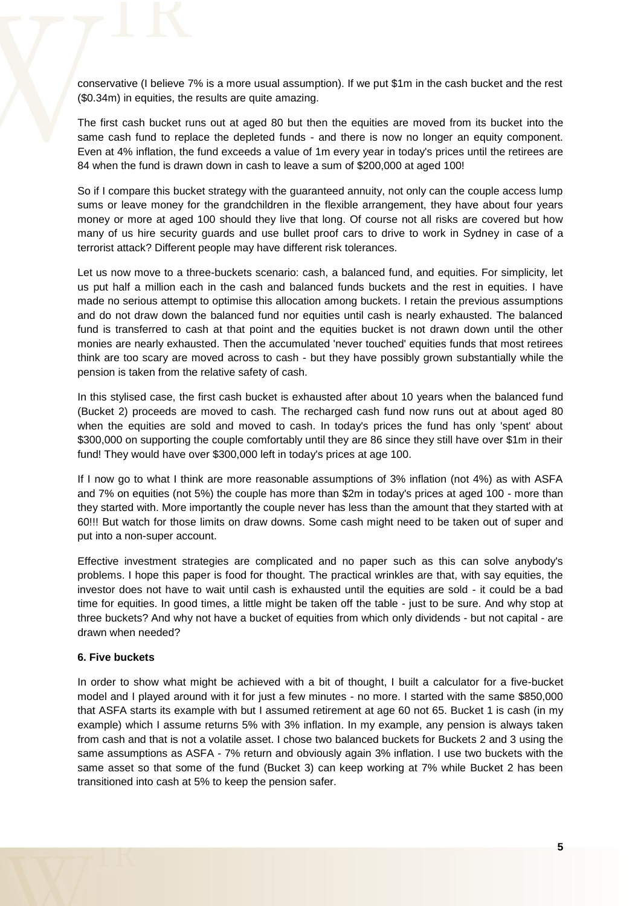conservative (I believe 7% is a more usual assumption). If we put $1m in the cash bucket and the rest ($0.34m) in equities, the results are quite amazing.

The first cash bucket runs out at aged 80 but then the equities are moved from its bucket into the same cash fund to replace the depleted funds - and there is now no longer an equity component. Even at 4% inflation, the fund exceeds a value of 1m every year in today's prices until the retirees are 84 when the fund is drawn down in cash to leave a sum of $200,000 at aged 100!

So if I compare this bucket strategy with the guaranteed annuity, not only can the couple access lump sums or leave money for the grandchildren in the flexible arrangement, they have about four years money or more at aged 100 should they live that long. Of course not all risks are covered but how many of us hire security guards and use bullet proof cars to drive to work in Sydney in case of a terrorist attack? Different people may have different risk tolerances.

Let us now move to a three-buckets scenario: cash, a balanced fund, and equities. For simplicity, let us put half a million each in the cash and balanced funds buckets and the rest in equities. I have made no serious attempt to optimise this allocation among buckets. I retain the previous assumptions and do not draw down the balanced fund nor equities until cash is nearly exhausted. The balanced fund is transferred to cash at that point and the equities bucket is not drawn down until the other monies are nearly exhausted. Then the accumulated 'never touched' equities funds that most retirees think are too scary are moved across to cash - but they have possibly grown substantially while the pension is taken from the relative safety of cash.

In this stylised case, the first cash bucket is exhausted after about 10 years when the balanced fund (Bucket 2) proceeds are moved to cash. The recharged cash fund now runs out at about aged 80 when the equities are sold and moved to cash. In today's prices the fund has only 'spent' about $300,000 on supporting the couple comfortably until they are 86 since they still have over $1m in their fund! They would have over $300,000 left in today's prices at age 100.

If I now go to what I think are more reasonable assumptions of 3% inflation (not 4%) as with ASFA and 7% on equities (not 5%) the couple has more than $2m in today's prices at aged 100 - more than they started with. More importantly the couple never has less than the amount that they started with at 60!!! But watch for those limits on draw downs. Some cash might need to be taken out of super and put into a non-super account.

Effective investment strategies are complicated and no paper such as this can solve anybody's problems. I hope this paper is food for thought. The practical wrinkles are that, with say equities, the investor does not have to wait until cash is exhausted until the equities are sold - it could be a bad time for equities. In good times, a little might be taken off the table - just to be sure. And why stop at three buckets? And why not have a bucket of equities from which only dividends - but not capital - are drawn when needed?

### 6. Five buckets

In order to show what might be achieved with a bit of thought, I built a calculator for a five-bucket model and I played around with it for just a few minutes - no more. I started with the same $850,000 that ASFA starts its example with but I assumed retirement at age 60 not 65. Bucket 1 is cash (in my example) which I assume returns 5% with 3% inflation. In my example, any pension is always taken from cash and that is not a volatile asset. I chose two balanced buckets for Buckets 2 and 3 using the same assumptions as ASFA - 7% return and obviously again 3% inflation. I use two buckets with the same asset so that some of the fund (Bucket 3) can keep working at 7% while Bucket 2 has been transitioned into cash at 5% to keep the pension safer.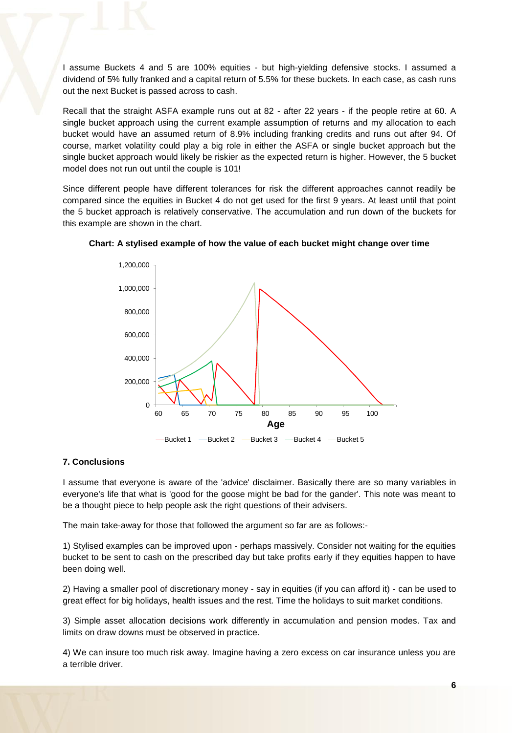I assume Buckets 4 and 5 are 100% equities - but high-yielding defensive stocks. I assumed a dividend of 5% fully franked and a capital return of 5.5% for these buckets. In each case, as cash runs out the next Bucket is passed across to cash.

Recall that the straight ASFA example runs out at 82 - after 22 years - if the people retire at 60. A single bucket approach using the current example assumption of returns and my allocation to each bucket would have an assumed return of 8.9% including franking credits and runs out after 94. Of course, market volatility could play a big role in either the ASFA or single bucket approach but the single bucket approach would likely be riskier as the expected return is higher. However, the 5 bucket model does not run out until the couple is 101!

Since different people have different tolerances for risk the different approaches cannot readily be compared since the equities in Bucket 4 do not get used for the first 9 years. At least until that point the 5 bucket approach is relatively conservative. The accumulation and run down of the buckets for this example are shown in the chart.

**Chart: A stylised example of how the value of each bucket might change over time**

## 7. Conclusions

I assume that everyone is aware of the 'advice' disclaimer. Basically there are so many variables in everyone's life that what is 'good for the goose might be bad for the gander'. This note was meant to be a thought piece to help people ask the right questions of their advisers.

The main take-away for those that followed the argument so far are as follows:-

1) Stylised examples can be improved upon - perhaps massively. Consider not waiting for the equities bucket to be sent to cash on the prescribed day but take profits early if they equities happen to have been doing well.

2) Having a smaller pool of discretionary money - say in equities (if you can afford it) - can be used to great effect for big holidays, health issues and the rest. Time the holidays to suit market conditions.

3) Simple asset allocation decisions work differently in accumulation and pension modes. Tax and limits on draw downs must be observed in practice.

4) We can insure too much risk away. Imagine having a zero excess on car insurance unless you are a terrible driver.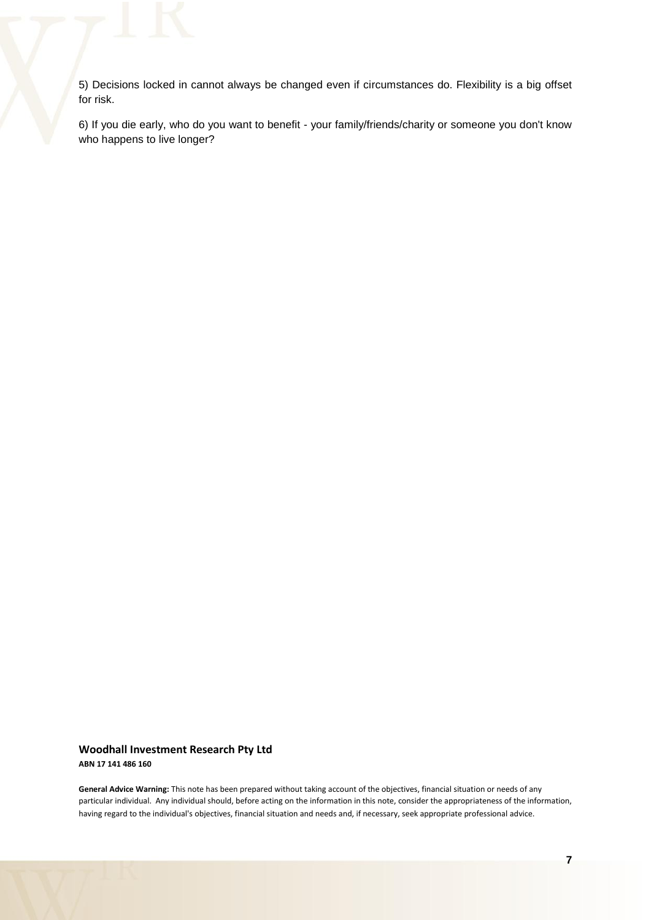5) Decisions locked in cannot always be changed even if circumstances do. Flexibility is a big offset for risk.

6) If you die early, who do you want to benefit - your family/friends/charity or someone you don't know who happens to live longer?

**Woodhall Investment Research Pty Ltd**
**ABN 17 141 486 160**

**General Advice Warning:** This note has been prepared without taking account of the objectives, financial situation or needs of any particular individual. Any individual should, before acting on the information in this note, consider the appropriateness of the information, having regard to the individual's objectives, financial situation and needs and, if necessary, seek appropriate professional advice.